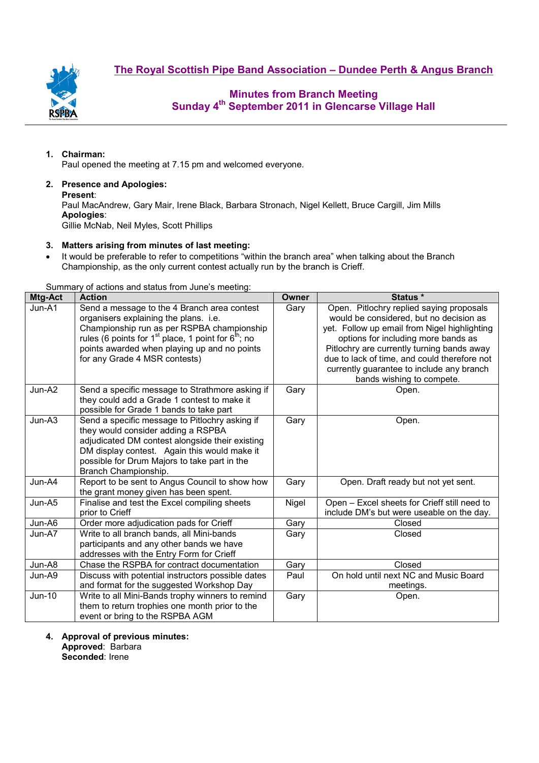## The Royal Scottish Pipe Band Association – Dundee Perth & Angus Branch

### Minutes from Branch Meeting
### Sunday 4th September 2011 in Glencarse Village Hall

1. **Chairman:**
   Paul opened the meeting at 7.15 pm and welcomed everyone.

2. **Presence and Apologies:**
   **Present**:
   Paul MacAndrew, Gary Mair, Irene Black, Barbara Stronach, Nigel Kellett, Bruce Cargill, Jim Mills
   **Apologies**:
   Gillie McNab, Neil Myles, Scott Phillips

3. **Matters arising from minutes of last meeting:**

- It would be preferable to refer to competitions "within the branch area" when talking about the Branch Championship, as the only current contest actually run by the branch is Crieff.

Summary of actions and status from June's meeting:

| Mtg-Act | Action | Owner | Status * |
|---|---|---|---|
| Jun-A1 | Send a message to the 4 Branch area contest organisers explaining the plans. i.e. Championship run as per RSPBA championship rules (6 points for 1st place, 1 point for 6th; no points awarded when playing up and no points for any Grade 4 MSR contests) | Gary | Open. Pitlochry replied saying proposals would be considered, but no decision as yet. Follow up email from Nigel highlighting options for including more bands as Pitlochry are currently turning bands away due to lack of time, and could therefore not currently guarantee to include any branch bands wishing to compete. |
| Jun-A2 | Send a specific message to Strathmore asking if they could add a Grade 1 contest to make it possible for Grade 1 bands to take part | Gary | Open. |
| Jun-A3 | Send a specific message to Pitlochry asking if they would consider adding a RSPBA adjudicated DM contest alongside their existing DM display contest. Again this would make it possible for Drum Majors to take part in the Branch Championship. | Gary | Open. |
| Jun-A4 | Report to be sent to Angus Council to show how the grant money given has been spent. | Gary | Open. Draft ready but not yet sent. |
| Jun-A5 | Finalise and test the Excel compiling sheets prior to Crieff | Nigel | Open – Excel sheets for Crieff still need to include DM's but were useable on the day. |
| Jun-A6 | Order more adjudication pads for Crieff | Gary | Closed |
| Jun-A7 | Write to all branch bands, all Mini-bands participants and any other bands we have addresses with the Entry Form for Crieff | Gary | Closed |
| Jun-A8 | Chase the RSPBA for contract documentation | Gary | Closed |
| Jun-A9 | Discuss with potential instructors possible dates and format for the suggested Workshop Day | Paul | On hold until next NC and Music Board meetings. |
| Jun-10 | Write to all Mini-Bands trophy winners to remind them to return trophies one month prior to the event or bring to the RSPBA AGM | Gary | Open. |

4. **Approval of previous minutes:**
   **Approved**: Barbara
   **Seconded**: Irene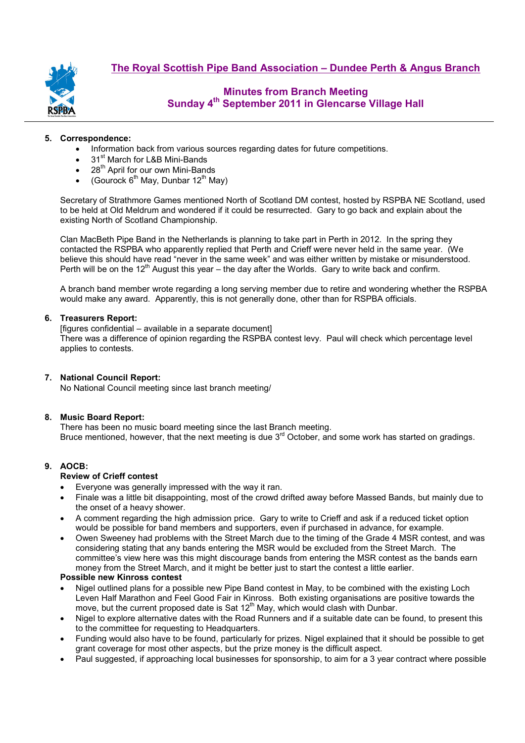## The Royal Scottish Pipe Band Association – Dundee Perth & Angus Branch

### Minutes from Branch Meeting
### Sunday 4th September 2011 in Glencarse Village Hall

**5. Correspondence:**

- Information back from various sources regarding dates for future competitions.
- 31st March for L&B Mini-Bands
- 28th April for our own Mini-Bands
- (Gourock 6th May, Dunbar 12th May)

Secretary of Strathmore Games mentioned North of Scotland DM contest, hosted by RSPBA NE Scotland, used to be held at Old Meldrum and wondered if it could be resurrected. Gary to go back and explain about the existing North of Scotland Championship.

Clan MacBeth Pipe Band in the Netherlands is planning to take part in Perth in 2012. In the spring they contacted the RSPBA who apparently replied that Perth and Crieff were never held in the same year. (We believe this should have read "never in the same week" and was either written by mistake or misunderstood. Perth will be on the 12th August this year – the day after the Worlds. Gary to write back and confirm.

A branch band member wrote regarding a long serving member due to retire and wondering whether the RSPBA would make any award. Apparently, this is not generally done, other than for RSPBA officials.

**6. Treasurers Report:**

[figures confidential – available in a separate document]
There was a difference of opinion regarding the RSPBA contest levy. Paul will check which percentage level applies to contests.

**7. National Council Report:**

No National Council meeting since last branch meeting/

**8. Music Board Report:**

There has been no music board meeting since the last Branch meeting.
Bruce mentioned, however, that the next meeting is due 3rd October, and some work has started on gradings.

**9. AOCB:**

**Review of Crieff contest**

- Everyone was generally impressed with the way it ran.
- Finale was a little bit disappointing, most of the crowd drifted away before Massed Bands, but mainly due to the onset of a heavy shower.
- A comment regarding the high admission price. Gary to write to Crieff and ask if a reduced ticket option would be possible for band members and supporters, even if purchased in advance, for example.
- Owen Sweeney had problems with the Street March due to the timing of the Grade 4 MSR contest, and was considering stating that any bands entering the MSR would be excluded from the Street March. The committee's view here was this might discourage bands from entering the MSR contest as the bands earn money from the Street March, and it might be better just to start the contest a little earlier.

**Possible new Kinross contest**

- Nigel outlined plans for a possible new Pipe Band contest in May, to be combined with the existing Loch Leven Half Marathon and Feel Good Fair in Kinross. Both existing organisations are positive towards the move, but the current proposed date is Sat 12th May, which would clash with Dunbar.
- Nigel to explore alternative dates with the Road Runners and if a suitable date can be found, to present this to the committee for requesting to Headquarters.
- Funding would also have to be found, particularly for prizes. Nigel explained that it should be possible to get grant coverage for most other aspects, but the prize money is the difficult aspect.
- Paul suggested, if approaching local businesses for sponsorship, to aim for a 3 year contract where possible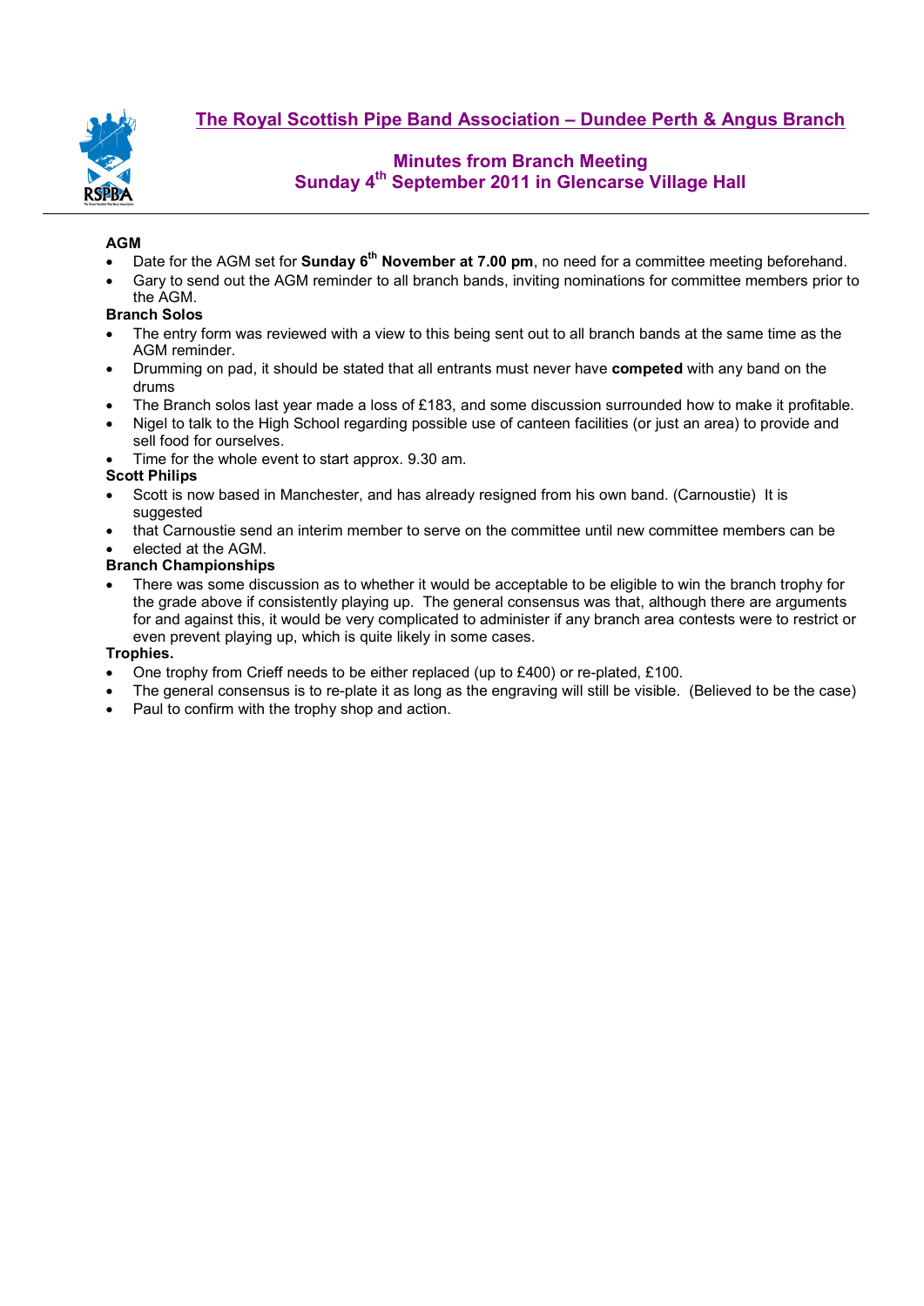# The Royal Scottish Pipe Band Association – Dundee Perth & Angus Branch

## Minutes from Branch Meeting
## Sunday 4th September 2011 in Glencarse Village Hall

**AGM**

- Date for the AGM set for **Sunday 6th November at 7.00 pm**, no need for a committee meeting beforehand.
- Gary to send out the AGM reminder to all branch bands, inviting nominations for committee members prior to the AGM.

**Branch Solos**

- The entry form was reviewed with a view to this being sent out to all branch bands at the same time as the AGM reminder.
- Drumming on pad, it should be stated that all entrants must never have **competed** with any band on the drums
- The Branch solos last year made a loss of £183, and some discussion surrounded how to make it profitable.
- Nigel to talk to the High School regarding possible use of canteen facilities (or just an area) to provide and sell food for ourselves.
- Time for the whole event to start approx. 9.30 am.

**Scott Philips**

- Scott is now based in Manchester, and has already resigned from his own band. (Carnoustie) It is suggested
- that Carnoustie send an interim member to serve on the committee until new committee members can be
- elected at the AGM.

**Branch Championships**

- There was some discussion as to whether it would be acceptable to be eligible to win the branch trophy for the grade above if consistently playing up. The general consensus was that, although there are arguments for and against this, it would be very complicated to administer if any branch area contests were to restrict or even prevent playing up, which is quite likely in some cases.

**Trophies.**

- One trophy from Crieff needs to be either replaced (up to £400) or re-plated, £100.
- The general consensus is to re-plate it as long as the engraving will still be visible. (Believed to be the case)
- Paul to confirm with the trophy shop and action.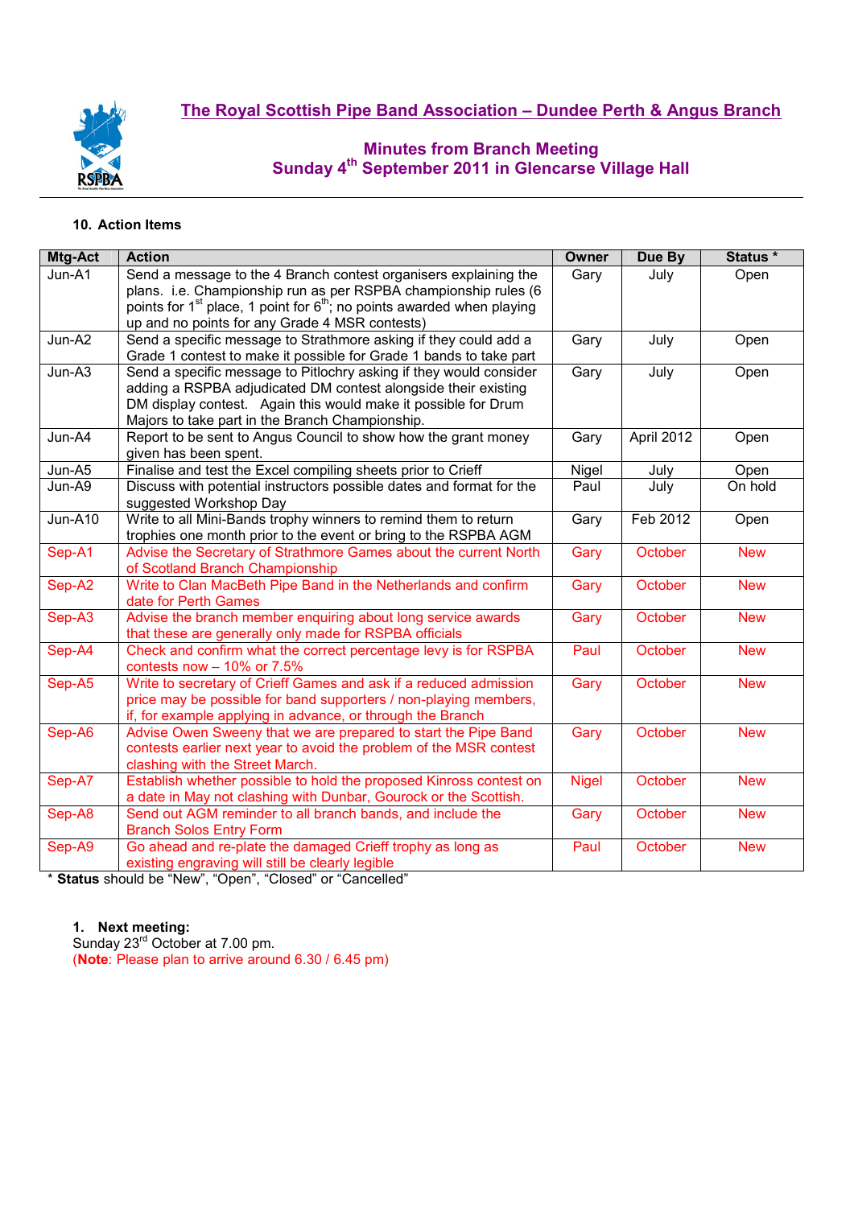## The Royal Scottish Pipe Band Association – Dundee Perth & Angus Branch

### Minutes from Branch Meeting
### Sunday 4th September 2011 in Glencarse Village Hall

**10. Action Items**

| Mtg-Act | Action | Owner | Due By | Status * |
|---|---|---|---|---|
| Jun-A1 | Send a message to the 4 Branch contest organisers explaining the plans. i.e. Championship run as per RSPBA championship rules (6 points for 1st place, 1 point for 6th; no points awarded when playing up and no points for any Grade 4 MSR contests) | Gary | July | Open |
| Jun-A2 | Send a specific message to Strathmore asking if they could add a Grade 1 contest to make it possible for Grade 1 bands to take part | Gary | July | Open |
| Jun-A3 | Send a specific message to Pitlochry asking if they would consider adding a RSPBA adjudicated DM contest alongside their existing DM display contest. Again this would make it possible for Drum Majors to take part in the Branch Championship. | Gary | July | Open |
| Jun-A4 | Report to be sent to Angus Council to show how the grant money given has been spent. | Gary | April 2012 | Open |
| Jun-A5 | Finalise and test the Excel compiling sheets prior to Crieff | Nigel | July | Open |
| Jun-A9 | Discuss with potential instructors possible dates and format for the suggested Workshop Day | Paul | July | On hold |
| Jun-A10 | Write to all Mini-Bands trophy winners to remind them to return trophies one month prior to the event or bring to the RSPBA AGM | Gary | Feb 2012 | Open |
| Sep-A1 | Advise the Secretary of Strathmore Games about the current North of Scotland Branch Championship | Gary | October | New |
| Sep-A2 | Write to Clan MacBeth Pipe Band in the Netherlands and confirm date for Perth Games | Gary | October | New |
| Sep-A3 | Advise the branch member enquiring about long service awards that these are generally only made for RSPBA officials | Gary | October | New |
| Sep-A4 | Check and confirm what the correct percentage levy is for RSPBA contests now – 10% or 7.5% | Paul | October | New |
| Sep-A5 | Write to secretary of Crieff Games and ask if a reduced admission price may be possible for band supporters / non-playing members, if, for example applying in advance, or through the Branch | Gary | October | New |
| Sep-A6 | Advise Owen Sweeny that we are prepared to start the Pipe Band contests earlier next year to avoid the problem of the MSR contest clashing with the Street March. | Gary | October | New |
| Sep-A7 | Establish whether possible to hold the proposed Kinross contest on a date in May not clashing with Dunbar, Gourock or the Scottish. | Nigel | October | New |
| Sep-A8 | Send out AGM reminder to all branch bands, and include the Branch Solos Entry Form | Gary | October | New |
| Sep-A9 | Go ahead and re-plate the damaged Crieff trophy as long as existing engraving will still be clearly legible | Paul | October | New |

\* **Status** should be "New", "Open", "Closed" or "Cancelled"

**1. Next meeting:**
Sunday 23rd October at 7.00 pm.
(**Note**: Please plan to arrive around 6.30 / 6.45 pm)